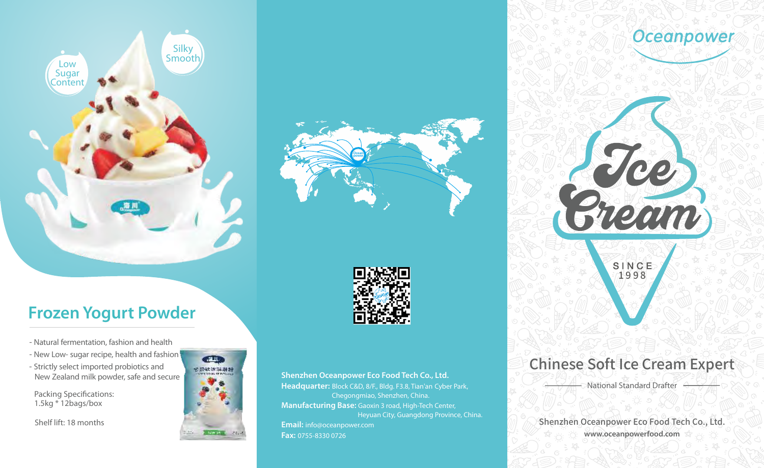Low Sugar Content

Silky Smooth

## Frozen Yogurt Powder

- Natural fermentation, fashion and health
- New Low- sugar recipe, health and fashion
- Strictly select imported probiotics and New Zealand milk powder, safe and secure

Packing Specifications:
1.5kg * 12bags/box

Shelf lift: 18 months

**Shenzhen Oceanpower Eco Food Tech Co., Ltd.**

**Headquarter:** Block C&D, 8/F., Bldg. F3.8, Tian'an Cyber Park, Chegongmiao, Shenzhen, China.

**Manufacturing Base:** Gaoxin 3 road, High-Tech Center, Heyuan City, Guangdong Province, China.

**Email:** info@oceanpower.com

**Fax:** 0755-8330 0726

Oceanpower

# Ice Cream

SINCE 1998

## Chinese Soft Ice Cream Expert

National Standard Drafter

Shenzhen Oceanpower Eco Food Tech Co., Ltd.

**www.oceanpowerfood.com**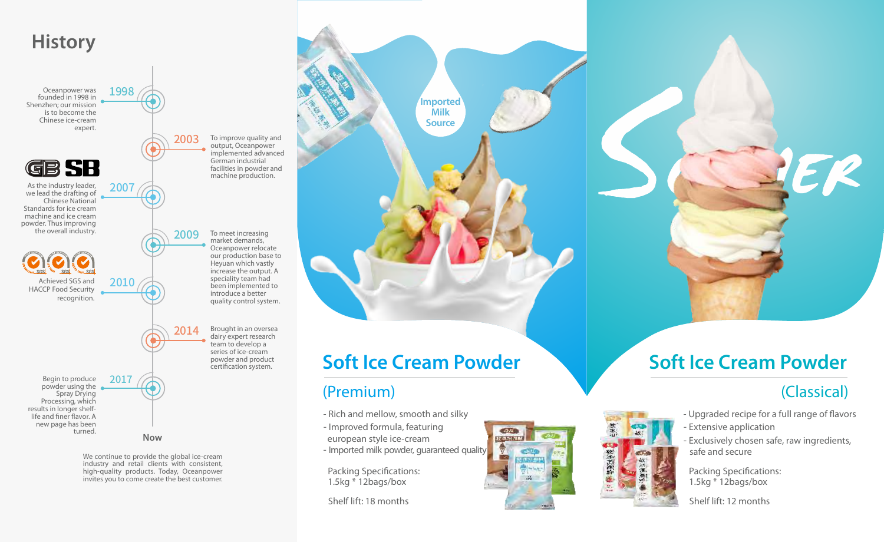## History

**1998**
Oceanpower was founded in 1998 in Shenzhen; our mission is to become the Chinese ice-cream expert.

**2003**
To improve quality and output, Oceanpower implemented advanced German industrial facilities in powder and machine production.

**2007**
As the industry leader, we lead the drafting of Chinese National Standards for ice cream machine and ice cream powder. Thus improving the overall industry.

**2009**
To meet increasing market demands, Oceanpower relocate our production base to Heyuan which vastly increase the output. A speciality team had been implemented to introduce a better quality control system.

**2010**
Achieved SGS and HACCP Food Security recognition.

**2014**
Brought in an oversea dairy expert research team to develop a series of ice-cream powder and product certification system.

**2017**
Begin to produce powder using the Spray Drying Processing, which results in longer shelf-life and finer flavor. A new page has been turned.

**Now**
We continue to provide the global ice-cream industry and retail clients with consistent, high-quality products. Today, Oceanpower invites you to come create the best customer.

Imported Milk Source

## Soft Ice Cream Powder

### (Premium)

- Rich and mellow, smooth and silky
- Improved formula, featuring european style ice-cream
- Imported milk powder, guaranteed quality

Packing Specifications:
1.5kg * 12bags/box

Shelf lift: 18 months

## Soft Ice Cream Powder

### (Classical)

- Upgraded recipe for a full range of flavors
- Extensive application
- Exclusively chosen safe, raw ingredients, safe and secure

Packing Specifications:
1.5kg * 12bags/box

Shelf lift: 12 months